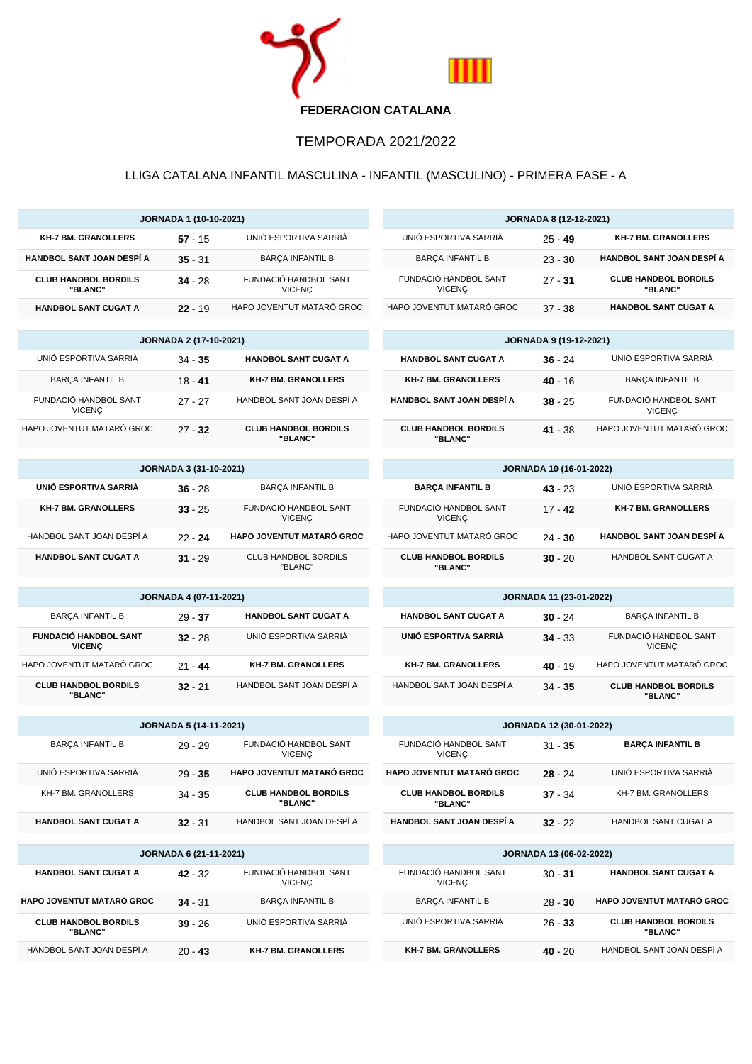**FEDERACION CATALANA**

# TEMPORADA 2021/2022

## LLIGA CATALANA INFANTIL MASCULINA - INFANTIL (MASCULINO) - PRIMERA FASE - A

| JORNADA 1 (10-10-2021) | | |
|---|---|---|
| **KH-7 BM. GRANOLLERS** | **57** - 15 | UNIÓ ESPORTIVA SARRIÀ |
| **HANDBOL SANT JOAN DESPÍ A** | **35** - 31 | BARÇA INFANTIL B |
| **CLUB HANDBOL BORDILS "BLANC"** | **34** - 28 | FUNDACIÓ HANDBOL SANT VICENÇ |
| **HANDBOL SANT CUGAT A** | **22** - 19 | HAPO JOVENTUT MATARÓ GROC |

| JORNADA 2 (17-10-2021) | | |
|---|---|---|
| UNIÓ ESPORTIVA SARRIÀ | 34 - **35** | **HANDBOL SANT CUGAT A** |
| BARÇA INFANTIL B | 18 - **41** | **KH-7 BM. GRANOLLERS** |
| FUNDACIÓ HANDBOL SANT VICENÇ | 27 - 27 | HANDBOL SANT JOAN DESPÍ A |
| HAPO JOVENTUT MATARÓ GROC | 27 - **32** | **CLUB HANDBOL BORDILS "BLANC"** |

| JORNADA 3 (31-10-2021) | | |
|---|---|---|
| **UNIÓ ESPORTIVA SARRIÀ** | **36** - 28 | BARÇA INFANTIL B |
| **KH-7 BM. GRANOLLERS** | **33** - 25 | FUNDACIÓ HANDBOL SANT VICENÇ |
| HANDBOL SANT JOAN DESPÍ A | 22 - **24** | **HAPO JOVENTUT MATARÓ GROC** |
| **HANDBOL SANT CUGAT A** | **31** - 29 | CLUB HANDBOL BORDILS "BLANC" |

| JORNADA 4 (07-11-2021) | | |
|---|---|---|
| BARÇA INFANTIL B | 29 - **37** | **HANDBOL SANT CUGAT A** |
| **FUNDACIÓ HANDBOL SANT VICENÇ** | **32** - 28 | UNIÓ ESPORTIVA SARRIÀ |
| HAPO JOVENTUT MATARÓ GROC | 21 - **44** | **KH-7 BM. GRANOLLERS** |
| **CLUB HANDBOL BORDILS "BLANC"** | **32** - 21 | HANDBOL SANT JOAN DESPÍ A |

| JORNADA 5 (14-11-2021) | | |
|---|---|---|
| BARÇA INFANTIL B | 29 - 29 | FUNDACIÓ HANDBOL SANT VICENÇ |
| UNIÓ ESPORTIVA SARRIÀ | 29 - **35** | **HAPO JOVENTUT MATARÓ GROC** |
| KH-7 BM. GRANOLLERS | 34 - **35** | **CLUB HANDBOL BORDILS "BLANC"** |
| **HANDBOL SANT CUGAT A** | **32** - 31 | HANDBOL SANT JOAN DESPÍ A |

| JORNADA 6 (21-11-2021) | | |
|---|---|---|
| **HANDBOL SANT CUGAT A** | **42** - 32 | FUNDACIÓ HANDBOL SANT VICENÇ |
| **HAPO JOVENTUT MATARÓ GROC** | **34** - 31 | BARÇA INFANTIL B |
| **CLUB HANDBOL BORDILS "BLANC"** | **39** - 26 | UNIÓ ESPORTIVA SARRIÀ |
| HANDBOL SANT JOAN DESPÍ A | 20 - **43** | **KH-7 BM. GRANOLLERS** |

| JORNADA 8 (12-12-2021) | | |
|---|---|---|
| UNIÓ ESPORTIVA SARRIÀ | 25 - **49** | **KH-7 BM. GRANOLLERS** |
| BARÇA INFANTIL B | 23 - **30** | **HANDBOL SANT JOAN DESPÍ A** |
| FUNDACIÓ HANDBOL SANT VICENÇ | 27 - **31** | **CLUB HANDBOL BORDILS "BLANC"** |
| HAPO JOVENTUT MATARÓ GROC | 37 - **38** | **HANDBOL SANT CUGAT A** |

| JORNADA 9 (19-12-2021) | | |
|---|---|---|
| **HANDBOL SANT CUGAT A** | **36** - 24 | UNIÓ ESPORTIVA SARRIÀ |
| **KH-7 BM. GRANOLLERS** | **40** - 16 | BARÇA INFANTIL B |
| **HANDBOL SANT JOAN DESPÍ A** | **38** - 25 | FUNDACIÓ HANDBOL SANT VICENÇ |
| **CLUB HANDBOL BORDILS "BLANC"** | **41** - 38 | HAPO JOVENTUT MATARÓ GROC |

| JORNADA 10 (16-01-2022) | | |
|---|---|---|
| **BARÇA INFANTIL B** | **43** - 23 | UNIÓ ESPORTIVA SARRIÀ |
| FUNDACIÓ HANDBOL SANT VICENÇ | 17 - **42** | **KH-7 BM. GRANOLLERS** |
| HAPO JOVENTUT MATARÓ GROC | 24 - **30** | **HANDBOL SANT JOAN DESPÍ A** |
| **CLUB HANDBOL BORDILS "BLANC"** | **30** - 20 | HANDBOL SANT CUGAT A |

| JORNADA 11 (23-01-2022) | | |
|---|---|---|
| **HANDBOL SANT CUGAT A** | **30** - 24 | BARÇA INFANTIL B |
| **UNIÓ ESPORTIVA SARRIÀ** | **34** - 33 | FUNDACIÓ HANDBOL SANT VICENÇ |
| **KH-7 BM. GRANOLLERS** | **40** - 19 | HAPO JOVENTUT MATARÓ GROC |
| HANDBOL SANT JOAN DESPÍ A | 34 - **35** | **CLUB HANDBOL BORDILS "BLANC"** |

| JORNADA 12 (30-01-2022) | | |
|---|---|---|
| FUNDACIÓ HANDBOL SANT VICENÇ | 31 - **35** | **BARÇA INFANTIL B** |
| **HAPO JOVENTUT MATARÓ GROC** | **28** - 24 | UNIÓ ESPORTIVA SARRIÀ |
| **CLUB HANDBOL BORDILS "BLANC"** | **37** - 34 | KH-7 BM. GRANOLLERS |
| **HANDBOL SANT JOAN DESPÍ A** | **32** - 22 | HANDBOL SANT CUGAT A |

| JORNADA 13 (06-02-2022) | | |
|---|---|---|
| FUNDACIÓ HANDBOL SANT VICENÇ | 30 - **31** | **HANDBOL SANT CUGAT A** |
| BARÇA INFANTIL B | 28 - **30** | **HAPO JOVENTUT MATARÓ GROC** |
| UNIÓ ESPORTIVA SARRIÀ | 26 - **33** | **CLUB HANDBOL BORDILS "BLANC"** |
| **KH-7 BM. GRANOLLERS** | **40** - 20 | HANDBOL SANT JOAN DESPÍ A |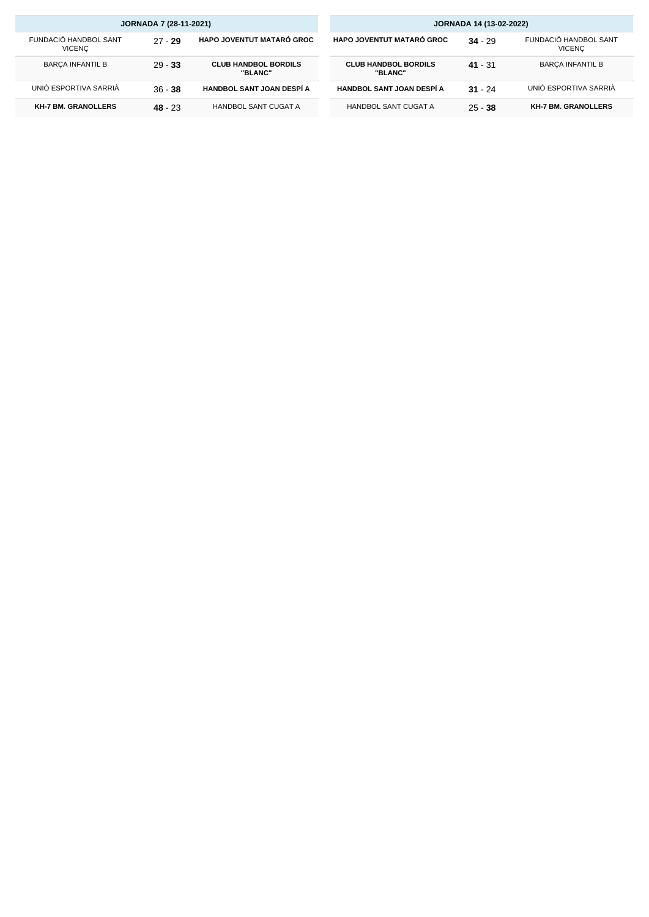| JORNADA 7 (28-11-2021) | | |
|---|---|---|
| FUNDACIÓ HANDBOL SANT VICENÇ | 27 - **29** | **HAPO JOVENTUT MATARÓ GROC** |
| BARÇA INFANTIL B | 29 - **33** | **CLUB HANDBOL BORDILS "BLANC"** |
| UNIÓ ESPORTIVA SARRIÀ | 36 - **38** | **HANDBOL SANT JOAN DESPÍ A** |
| **KH-7 BM. GRANOLLERS** | **48** - 23 | HANDBOL SANT CUGAT A |

| JORNADA 14 (13-02-2022) | | |
|---|---|---|
| **HAPO JOVENTUT MATARÓ GROC** | **34** - 29 | FUNDACIÓ HANDBOL SANT VICENÇ |
| **CLUB HANDBOL BORDILS "BLANC"** | **41** - 31 | BARÇA INFANTIL B |
| **HANDBOL SANT JOAN DESPÍ A** | **31** - 24 | UNIÓ ESPORTIVA SARRIÀ |
| HANDBOL SANT CUGAT A | 25 - **38** | **KH-7 BM. GRANOLLERS** |